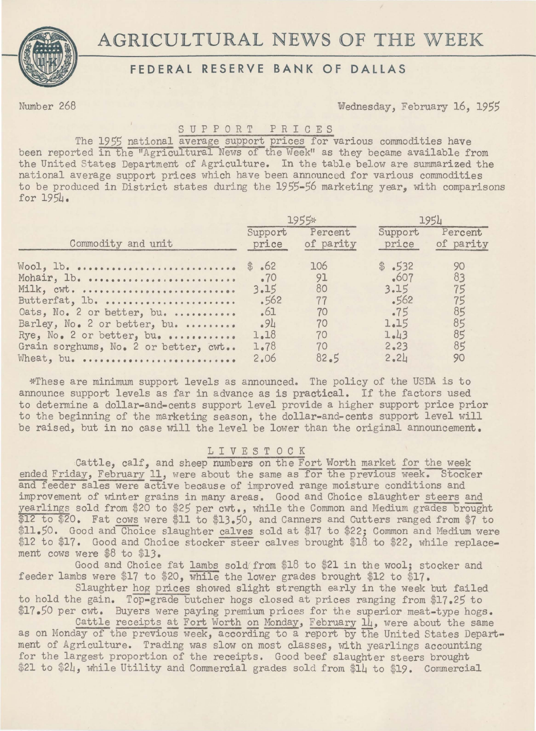# AGRICULTURAL NEWS OF THE WEEK

## FEDERAL RESERVE BANK OF DALLAS

Number 268 — Wednesday, February 16, 1955

### SUPPORT PRICES

The 1955 national average support prices for various commodities have been reported in the "Agricultural News of the Week" as they became available from the United States Department of Agriculture. In the table below are summarized the national average support prices which have been announced for various commodities to be produced in District states during the 1955-56 marketing year, with comparisons for 1954.

| Commodity and unit | 1955* | | 1954 | |
|---|---|---|---|---|
| | Support price | Percent of parity | Support price | Percent of parity |
| Wool, lb. | $ .62 | 106 | $ .532 | 90 |
| Mohair, lb. | .70 | 91 | .607 | 83 |
| Milk, cwt. | 3.15 | 80 | 3.15 | 75 |
| Butterfat, lb. | .562 | 77 | .562 | 75 |
| Oats, No. 2 or better, bu. | .61 | 70 | .75 | 85 |
| Barley, No. 2 or better, bu. | .94 | 70 | 1.15 | 85 |
| Rye, No. 2 or better, bu. | 1.18 | 70 | 1.43 | 85 |
| Grain sorghums, No. 2 or better, cwt. | 1.78 | 70 | 2.23 | 85 |
| Wheat, bu. | 2.06 | 82.5 | 2.24 | 90 |

*These are minimum support levels as announced. The policy of the USDA is to announce support levels as far in advance as is practical. If the factors used to determine a dollar-and-cents support level provide a higher support price prior to the beginning of the marketing season, the dollar-and-cents support level will be raised, but in no case will the level be lower than the original announcement.

### LIVESTOCK

Cattle, calf, and sheep numbers on the Fort Worth market for the week ended Friday, February 11, were about the same as for the previous week. Stocker and feeder sales were active because of improved range moisture conditions and improvement of winter grains in many areas. Good and Choice slaughter steers and yearlings sold from $20 to $25 per cwt., while the Common and Medium grades brought $12 to $20. Fat cows were $11 to $13.50, and Canners and Cutters ranged from $7 to $11.50. Good and Choice slaughter calves sold at $17 to $22; Common and Medium were $12 to $17. Good and Choice stocker steer calves brought $18 to $22, while replacement cows were $8 to $13.

Good and Choice fat lambs sold from $18 to $21 in the wool; stocker and feeder lambs were $17 to $20, while the lower grades brought $12 to $17.

Slaughter hog prices showed slight strength early in the week but failed to hold the gain. Top-grade butcher hogs closed at prices ranging from $17.25 to $17.50 per cwt. Buyers were paying premium prices for the superior meat-type hogs.

Cattle receipts at Fort Worth on Monday, February 14, were about the same as on Monday of the previous week, according to a report by the United States Department of Agriculture. Trading was slow on most classes, with yearlings accounting for the largest proportion of the receipts. Good beef slaughter steers brought $21 to $24, while Utility and Commercial grades sold from $14 to $19. Commercial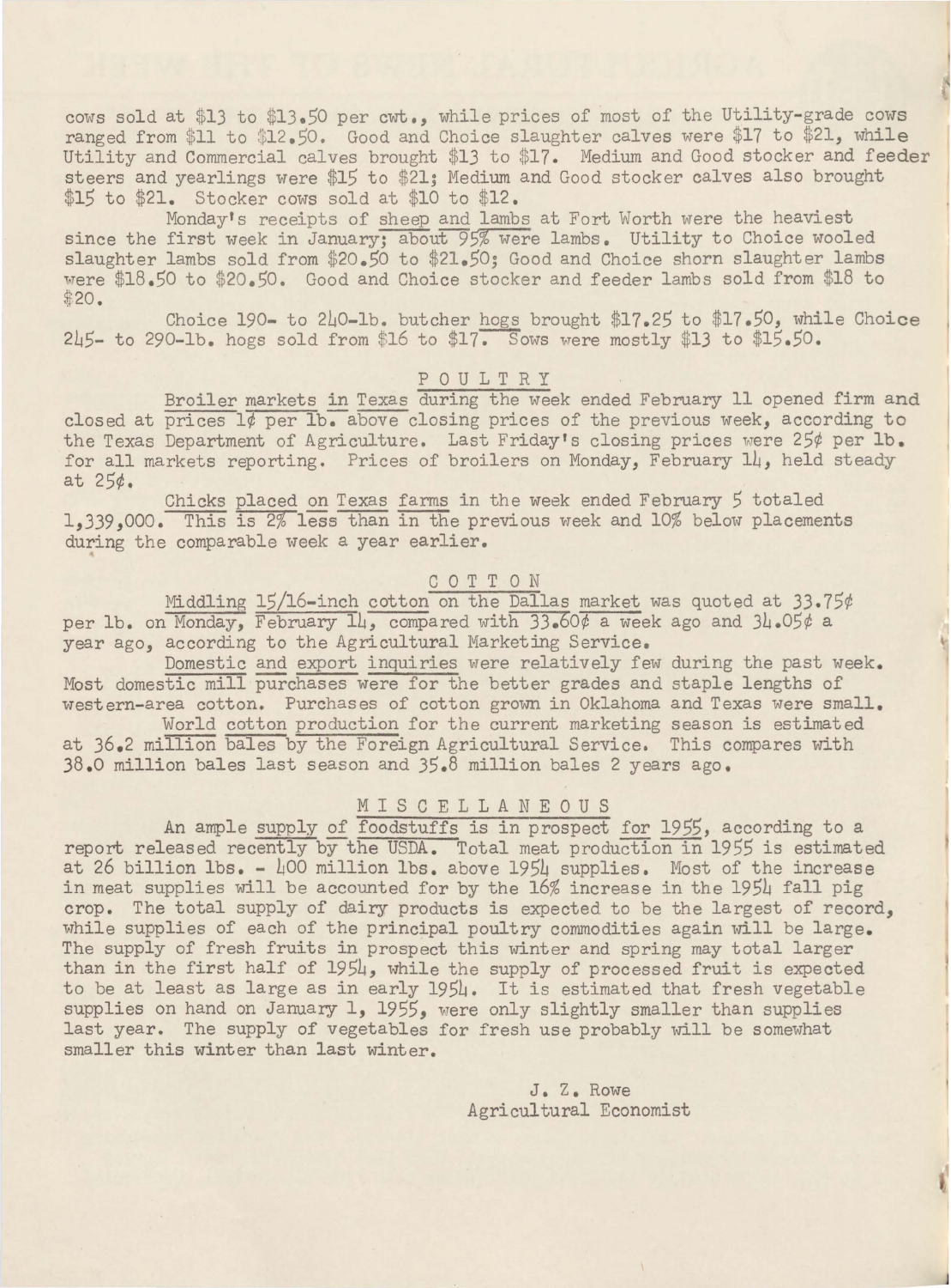cows sold at $13 to $13.50 per cwt., while prices of most of the Utility-grade cows ranged from $11 to $12.50. Good and Choice slaughter calves were $17 to $21, while Utility and Commercial calves brought $13 to $17. Medium and Good stocker and feeder steers and yearlings were $15 to $21; Medium and Good stocker calves also brought $15 to $21. Stocker cows sold at $10 to $12.

Monday's receipts of sheep and lambs at Fort Worth were the heaviest since the first week in January; about 95% were lambs. Utility to Choice wooled slaughter lambs sold from $20.50 to $21.50; Good and Choice shorn slaughter lambs were $18.50 to $20.50. Good and Choice stocker and feeder lambs sold from $18 to $20.

Choice 190- to 240-lb. butcher hogs brought $17.25 to $17.50, while Choice 245- to 290-lb. hogs sold from $16 to $17. Sows were mostly $13 to $15.50.

## POULTRY

Broiler markets in Texas during the week ended February 11 opened firm and closed at prices 1¢ per lb. above closing prices of the previous week, according to the Texas Department of Agriculture. Last Friday's closing prices were 25¢ per lb. for all markets reporting. Prices of broilers on Monday, February 14, held steady at 25¢.

Chicks placed on Texas farms in the week ended February 5 totaled 1,339,000. This is 2% less than in the previous week and 10% below placements during the comparable week a year earlier.

## COTTON

Middling 15/16-inch cotton on the Dallas market was quoted at 33.75¢ per lb. on Monday, February 14, compared with 33.60¢ a week ago and 34.05¢ a year ago, according to the Agricultural Marketing Service.

Domestic and export inquiries were relatively few during the past week. Most domestic mill purchases were for the better grades and staple lengths of western-area cotton. Purchases of cotton grown in Oklahoma and Texas were small.

World cotton production for the current marketing season is estimated at 36.2 million bales by the Foreign Agricultural Service. This compares with 38.0 million bales last season and 35.8 million bales 2 years ago.

## MISCELLANEOUS

An ample supply of foodstuffs is in prospect for 1955, according to a report released recently by the USDA. Total meat production in 1955 is estimated at 26 billion lbs. - 400 million lbs. above 1954 supplies. Most of the increase in meat supplies will be accounted for by the 16% increase in the 1954 fall pig crop. The total supply of dairy products is expected to be the largest of record, while supplies of each of the principal poultry commodities again will be large. The supply of fresh fruits in prospect this winter and spring may total larger than in the first half of 1954, while the supply of processed fruit is expected to be at least as large as in early 1954. It is estimated that fresh vegetable supplies on hand on January 1, 1955, were only slightly smaller than supplies last year. The supply of vegetables for fresh use probably will be somewhat smaller this winter than last winter.

J. Z. Rowe
Agricultural Economist